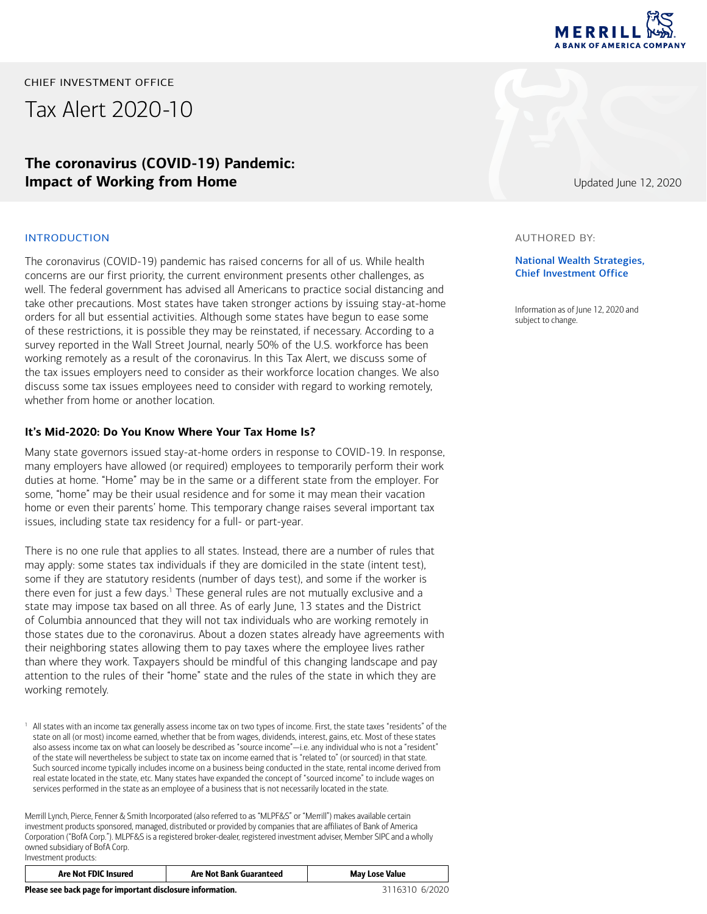CHIEF INVESTMENT OFFICE

# Tax Alert 2020-10

## The coronavirus (COVID-19) Pandemic: Impact of Working from Home

Updated June 12, 2020

AUTHORED BY:

**National Wealth Strategies, Chief Investment Office**

Information as of June 12, 2020 and subject to change.

### INTRODUCTION

The coronavirus (COVID-19) pandemic has raised concerns for all of us. While health concerns are our first priority, the current environment presents other challenges, as well. The federal government has advised all Americans to practice social distancing and take other precautions. Most states have taken stronger actions by issuing stay-at-home orders for all but essential activities. Although some states have begun to ease some of these restrictions, it is possible they may be reinstated, if necessary. According to a survey reported in the Wall Street Journal, nearly 50% of the U.S. workforce has been working remotely as a result of the coronavirus. In this Tax Alert, we discuss some of the tax issues employers need to consider as their workforce location changes. We also discuss some tax issues employees need to consider with regard to working remotely, whether from home or another location.

### It's Mid-2020: Do You Know Where Your Tax Home Is?

Many state governors issued stay-at-home orders in response to COVID-19. In response, many employers have allowed (or required) employees to temporarily perform their work duties at home. "Home" may be in the same or a different state from the employer. For some, "home" may be their usual residence and for some it may mean their vacation home or even their parents' home. This temporary change raises several important tax issues, including state tax residency for a full- or part-year.

There is no one rule that applies to all states. Instead, there are a number of rules that may apply: some states tax individuals if they are domiciled in the state (intent test), some if they are statutory residents (number of days test), and some if the worker is there even for just a few days.[1] These general rules are not mutually exclusive and a state may impose tax based on all three. As of early June, 13 states and the District of Columbia announced that they will not tax individuals who are working remotely in those states due to the coronavirus. About a dozen states already have agreements with their neighboring states allowing them to pay taxes where the employee lives rather than where they work. Taxpayers should be mindful of this changing landscape and pay attention to the rules of their "home" state and the rules of the state in which they are working remotely.

[1] All states with an income tax generally assess income tax on two types of income. First, the state taxes "residents" of the state on all (or most) income earned, whether that be from wages, dividends, interest, gains, etc. Most of these states also assess income tax on what can loosely be described as "source income"—i.e. any individual who is not a "resident" of the state will nevertheless be subject to state tax on income earned that is "related to" (or sourced) in that state. Such sourced income typically includes income on a business being conducted in the state, rental income derived from real estate located in the state, etc. Many states have expanded the concept of "sourced income" to include wages on services performed in the state as an employee of a business that is not necessarily located in the state.

Merrill Lynch, Pierce, Fenner & Smith Incorporated (also referred to as "MLPF&S" or "Merrill") makes available certain investment products sponsored, managed, distributed or provided by companies that are affiliates of Bank of America Corporation ("BofA Corp."). MLPF&S is a registered broker-dealer, registered investment adviser, Member SIPC and a wholly owned subsidiary of BofA Corp.

Investment products:

| Are Not FDIC Insured | Are Not Bank Guaranteed | May Lose Value |
|---|---|---|

**Please see back page for important disclosure information.**

3116310 6/2020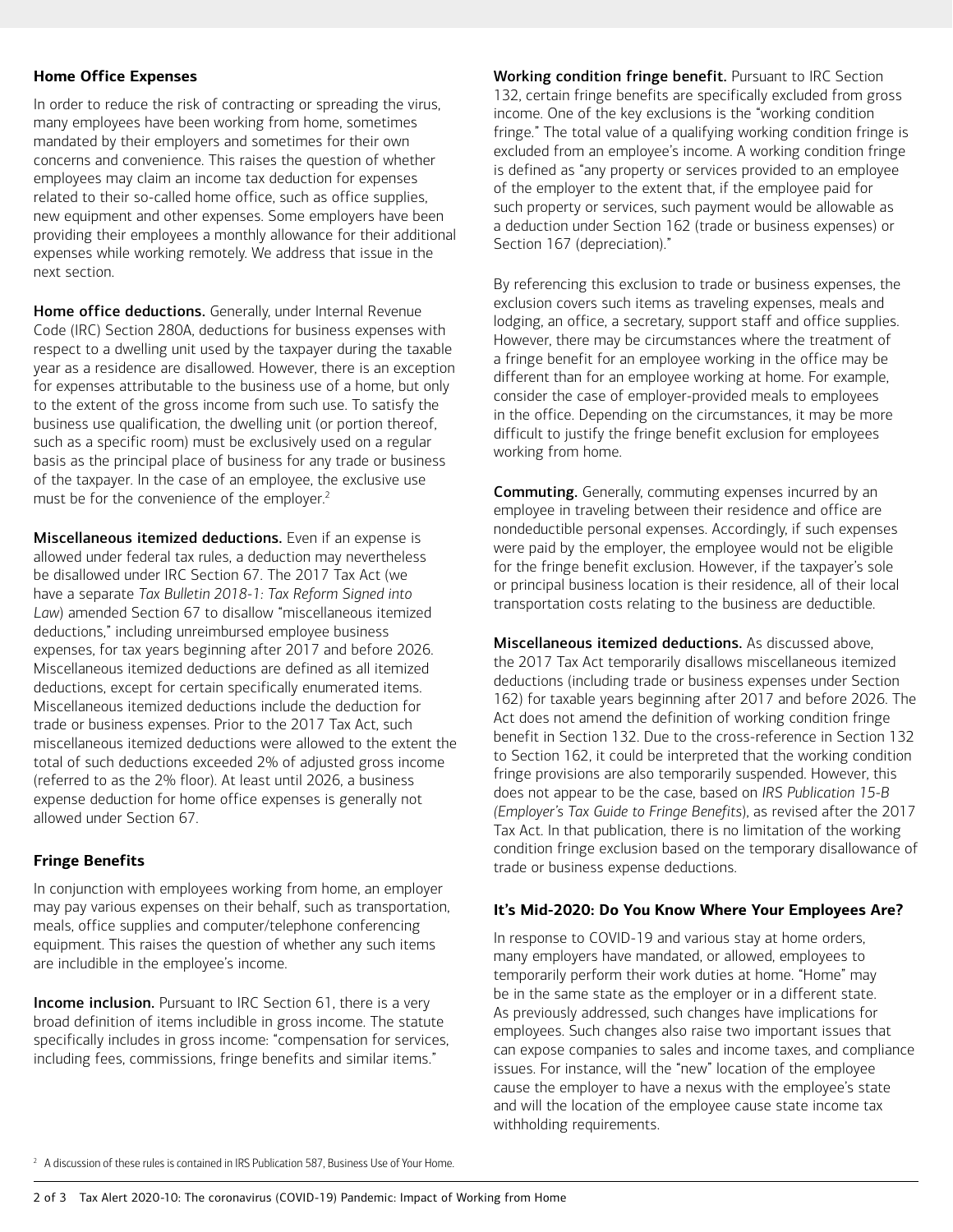### Home Office Expenses

In order to reduce the risk of contracting or spreading the virus, many employees have been working from home, sometimes mandated by their employers and sometimes for their own concerns and convenience. This raises the question of whether employees may claim an income tax deduction for expenses related to their so-called home office, such as office supplies, new equipment and other expenses. Some employers have been providing their employees a monthly allowance for their additional expenses while working remotely. We address that issue in the next section.

**Home office deductions.** Generally, under Internal Revenue Code (IRC) Section 280A, deductions for business expenses with respect to a dwelling unit used by the taxpayer during the taxable year as a residence are disallowed. However, there is an exception for expenses attributable to the business use of a home, but only to the extent of the gross income from such use. To satisfy the business use qualification, the dwelling unit (or portion thereof, such as a specific room) must be exclusively used on a regular basis as the principal place of business for any trade or business of the taxpayer. In the case of an employee, the exclusive use must be for the convenience of the employer.[2]

**Miscellaneous itemized deductions.** Even if an expense is allowed under federal tax rules, a deduction may nevertheless be disallowed under IRC Section 67. The 2017 Tax Act (we have a separate *Tax Bulletin 2018-1: Tax Reform Signed into Law*) amended Section 67 to disallow "miscellaneous itemized deductions," including unreimbursed employee business expenses, for tax years beginning after 2017 and before 2026. Miscellaneous itemized deductions are defined as all itemized deductions, except for certain specifically enumerated items. Miscellaneous itemized deductions include the deduction for trade or business expenses. Prior to the 2017 Tax Act, such miscellaneous itemized deductions were allowed to the extent the total of such deductions exceeded 2% of adjusted gross income (referred to as the 2% floor). At least until 2026, a business expense deduction for home office expenses is generally not allowed under Section 67.

### Fringe Benefits

In conjunction with employees working from home, an employer may pay various expenses on their behalf, such as transportation, meals, office supplies and computer/telephone conferencing equipment. This raises the question of whether any such items are includible in the employee's income.

**Income inclusion.** Pursuant to IRC Section 61, there is a very broad definition of items includible in gross income. The statute specifically includes in gross income: "compensation for services, including fees, commissions, fringe benefits and similar items."

**Working condition fringe benefit.** Pursuant to IRC Section 132, certain fringe benefits are specifically excluded from gross income. One of the key exclusions is the "working condition fringe." The total value of a qualifying working condition fringe is excluded from an employee's income. A working condition fringe is defined as "any property or services provided to an employee of the employer to the extent that, if the employee paid for such property or services, such payment would be allowable as a deduction under Section 162 (trade or business expenses) or Section 167 (depreciation)."

By referencing this exclusion to trade or business expenses, the exclusion covers such items as traveling expenses, meals and lodging, an office, a secretary, support staff and office supplies. However, there may be circumstances where the treatment of a fringe benefit for an employee working in the office may be different than for an employee working at home. For example, consider the case of employer-provided meals to employees in the office. Depending on the circumstances, it may be more difficult to justify the fringe benefit exclusion for employees working from home.

**Commuting.** Generally, commuting expenses incurred by an employee in traveling between their residence and office are nondeductible personal expenses. Accordingly, if such expenses were paid by the employer, the employee would not be eligible for the fringe benefit exclusion. However, if the taxpayer's sole or principal business location is their residence, all of their local transportation costs relating to the business are deductible.

**Miscellaneous itemized deductions.** As discussed above, the 2017 Tax Act temporarily disallows miscellaneous itemized deductions (including trade or business expenses under Section 162) for taxable years beginning after 2017 and before 2026. The Act does not amend the definition of working condition fringe benefit in Section 132. Due to the cross-reference in Section 132 to Section 162, it could be interpreted that the working condition fringe provisions are also temporarily suspended. However, this does not appear to be the case, based on *IRS Publication 15-B (Employer's Tax Guide to Fringe Benefits)*, as revised after the 2017 Tax Act. In that publication, there is no limitation of the working condition fringe exclusion based on the temporary disallowance of trade or business expense deductions.

### It's Mid-2020: Do You Know Where Your Employees Are?

In response to COVID-19 and various stay at home orders, many employers have mandated, or allowed, employees to temporarily perform their work duties at home. "Home" may be in the same state as the employer or in a different state. As previously addressed, such changes have implications for employees. Such changes also raise two important issues that can expose companies to sales and income taxes, and compliance issues. For instance, will the "new" location of the employee cause the employer to have a nexus with the employee's state and will the location of the employee cause state income tax withholding requirements.

[2] A discussion of these rules is contained in IRS Publication 587, Business Use of Your Home.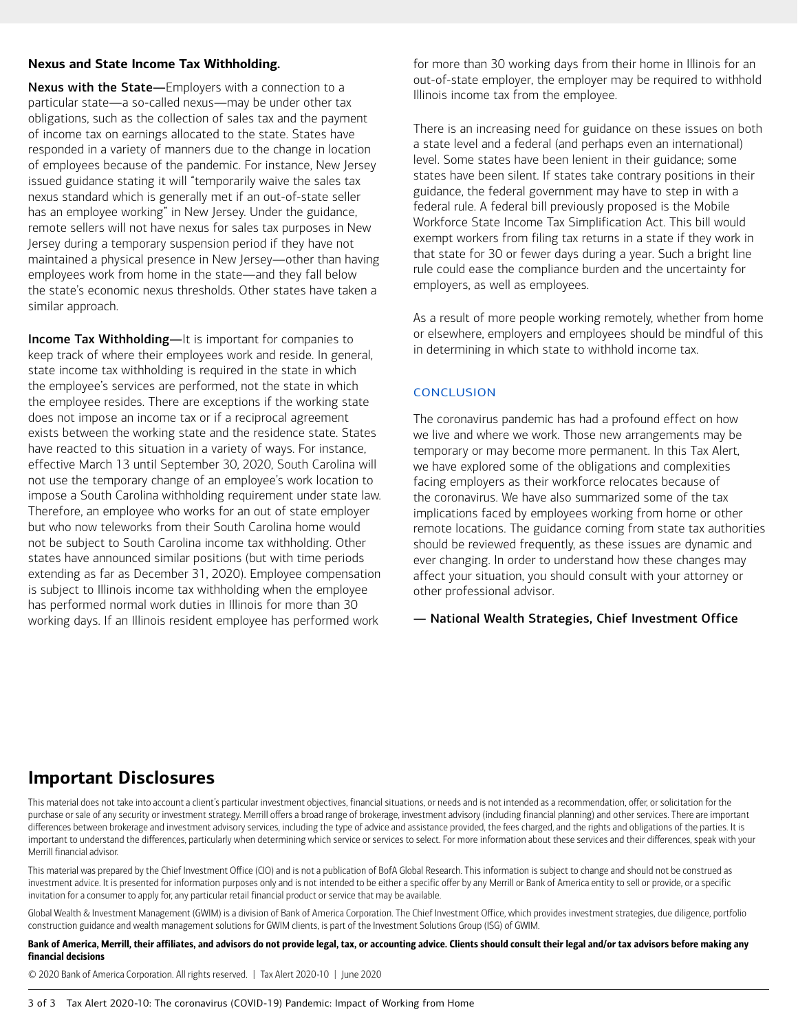**Nexus and State Income Tax Withholding.**

**Nexus with the State**—Employers with a connection to a particular state—a so-called nexus—may be under other tax obligations, such as the collection of sales tax and the payment of income tax on earnings allocated to the state. States have responded in a variety of manners due to the change in location of employees because of the pandemic. For instance, New Jersey issued guidance stating it will "temporarily waive the sales tax nexus standard which is generally met if an out-of-state seller has an employee working" in New Jersey. Under the guidance, remote sellers will not have nexus for sales tax purposes in New Jersey during a temporary suspension period if they have not maintained a physical presence in New Jersey—other than having employees work from home in the state—and they fall below the state's economic nexus thresholds. Other states have taken a similar approach.

**Income Tax Withholding**—It is important for companies to keep track of where their employees work and reside. In general, state income tax withholding is required in the state in which the employee's services are performed, not the state in which the employee resides. There are exceptions if the working state does not impose an income tax or if a reciprocal agreement exists between the working state and the residence state. States have reacted to this situation in a variety of ways. For instance, effective March 13 until September 30, 2020, South Carolina will not use the temporary change of an employee's work location to impose a South Carolina withholding requirement under state law. Therefore, an employee who works for an out of state employer but who now teleworks from their South Carolina home would not be subject to South Carolina income tax withholding. Other states have announced similar positions (but with time periods extending as far as December 31, 2020). Employee compensation is subject to Illinois income tax withholding when the employee has performed normal work duties in Illinois for more than 30 working days. If an Illinois resident employee has performed work for more than 30 working days from their home in Illinois for an out-of-state employer, the employer may be required to withhold Illinois income tax from the employee.

There is an increasing need for guidance on these issues on both a state level and a federal (and perhaps even an international) level. Some states have been lenient in their guidance; some states have been silent. If states take contrary positions in their guidance, the federal government may have to step in with a federal rule. A federal bill previously proposed is the Mobile Workforce State Income Tax Simplification Act. This bill would exempt workers from filing tax returns in a state if they work in that state for 30 or fewer days during a year. Such a bright line rule could ease the compliance burden and the uncertainty for employers, as well as employees.

As a result of more people working remotely, whether from home or elsewhere, employers and employees should be mindful of this in determining in which state to withhold income tax.

## CONCLUSION

The coronavirus pandemic has had a profound effect on how we live and where we work. Those new arrangements may be temporary or may become more permanent. In this Tax Alert, we have explored some of the obligations and complexities facing employers as their workforce relocates because of the coronavirus. We have also summarized some of the tax implications faced by employees working from home or other remote locations. The guidance coming from state tax authorities should be reviewed frequently, as these issues are dynamic and ever changing. In order to understand how these changes may affect your situation, you should consult with your attorney or other professional advisor.

— **National Wealth Strategies, Chief Investment Office**

## Important Disclosures

This material does not take into account a client's particular investment objectives, financial situations, or needs and is not intended as a recommendation, offer, or solicitation for the purchase or sale of any security or investment strategy. Merrill offers a broad range of brokerage, investment advisory (including financial planning) and other services. There are important differences between brokerage and investment advisory services, including the type of advice and assistance provided, the fees charged, and the rights and obligations of the parties. It is important to understand the differences, particularly when determining which service or services to select. For more information about these services and their differences, speak with your Merrill financial advisor.

This material was prepared by the Chief Investment Office (CIO) and is not a publication of BofA Global Research. This information is subject to change and should not be construed as investment advice. It is presented for information purposes only and is not intended to be either a specific offer by any Merrill or Bank of America entity to sell or provide, or a specific invitation for a consumer to apply for, any particular retail financial product or service that may be available.

Global Wealth & Investment Management (GWIM) is a division of Bank of America Corporation. The Chief Investment Office, which provides investment strategies, due diligence, portfolio construction guidance and wealth management solutions for GWIM clients, is part of the Investment Solutions Group (ISG) of GWIM.

**Bank of America, Merrill, their affiliates, and advisors do not provide legal, tax, or accounting advice. Clients should consult their legal and/or tax advisors before making any financial decisions**

© 2020 Bank of America Corporation. All rights reserved. | Tax Alert 2020-10 | June 2020